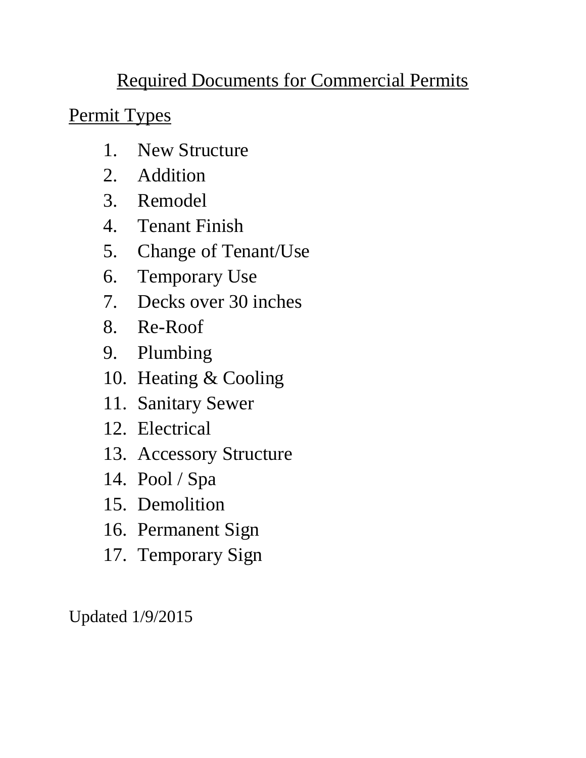# Required Documents for Commercial Permits

## Permit Types

1. New Structure
2. Addition
3. Remodel
4. Tenant Finish
5. Change of Tenant/Use
6. Temporary Use
7. Decks over 30 inches
8. Re-Roof
9. Plumbing
10. Heating & Cooling
11. Sanitary Sewer
12. Electrical
13. Accessory Structure
14. Pool / Spa
15. Demolition
16. Permanent Sign
17. Temporary Sign

Updated 1/9/2015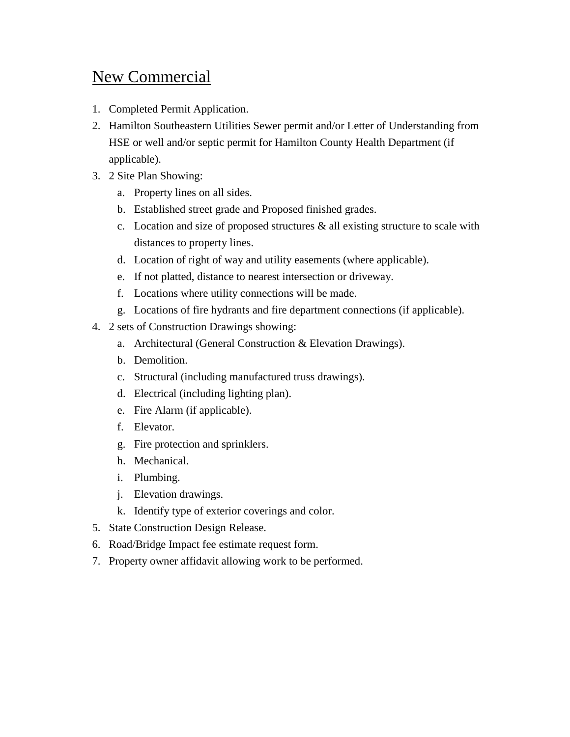# New Commercial

1. Completed Permit Application.
2. Hamilton Southeastern Utilities Sewer permit and/or Letter of Understanding from HSE or well and/or septic permit for Hamilton County Health Department (if applicable).
3. 2 Site Plan Showing:
   a. Property lines on all sides.
   b. Established street grade and Proposed finished grades.
   c. Location and size of proposed structures & all existing structure to scale with distances to property lines.
   d. Location of right of way and utility easements (where applicable).
   e. If not platted, distance to nearest intersection or driveway.
   f. Locations where utility connections will be made.
   g. Locations of fire hydrants and fire department connections (if applicable).
4. 2 sets of Construction Drawings showing:
   a. Architectural (General Construction & Elevation Drawings).
   b. Demolition.
   c. Structural (including manufactured truss drawings).
   d. Electrical (including lighting plan).
   e. Fire Alarm (if applicable).
   f. Elevator.
   g. Fire protection and sprinklers.
   h. Mechanical.
   i. Plumbing.
   j. Elevation drawings.
   k. Identify type of exterior coverings and color.
5. State Construction Design Release.
6. Road/Bridge Impact fee estimate request form.
7. Property owner affidavit allowing work to be performed.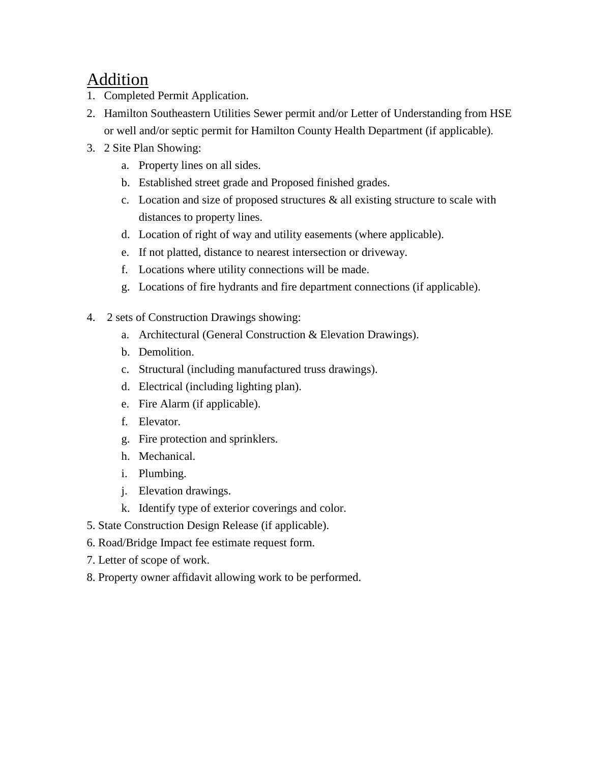## Addition

1. Completed Permit Application.
2. Hamilton Southeastern Utilities Sewer permit and/or Letter of Understanding from HSE or well and/or septic permit for Hamilton County Health Department (if applicable).
3. 2 Site Plan Showing:
   a. Property lines on all sides.
   b. Established street grade and Proposed finished grades.
   c. Location and size of proposed structures & all existing structure to scale with distances to property lines.
   d. Location of right of way and utility easements (where applicable).
   e. If not platted, distance to nearest intersection or driveway.
   f. Locations where utility connections will be made.
   g. Locations of fire hydrants and fire department connections (if applicable).
4. 2 sets of Construction Drawings showing:
   a. Architectural (General Construction & Elevation Drawings).
   b. Demolition.
   c. Structural (including manufactured truss drawings).
   d. Electrical (including lighting plan).
   e. Fire Alarm (if applicable).
   f. Elevator.
   g. Fire protection and sprinklers.
   h. Mechanical.
   i. Plumbing.
   j. Elevation drawings.
   k. Identify type of exterior coverings and color.
5. State Construction Design Release (if applicable).
6. Road/Bridge Impact fee estimate request form.
7. Letter of scope of work.
8. Property owner affidavit allowing work to be performed.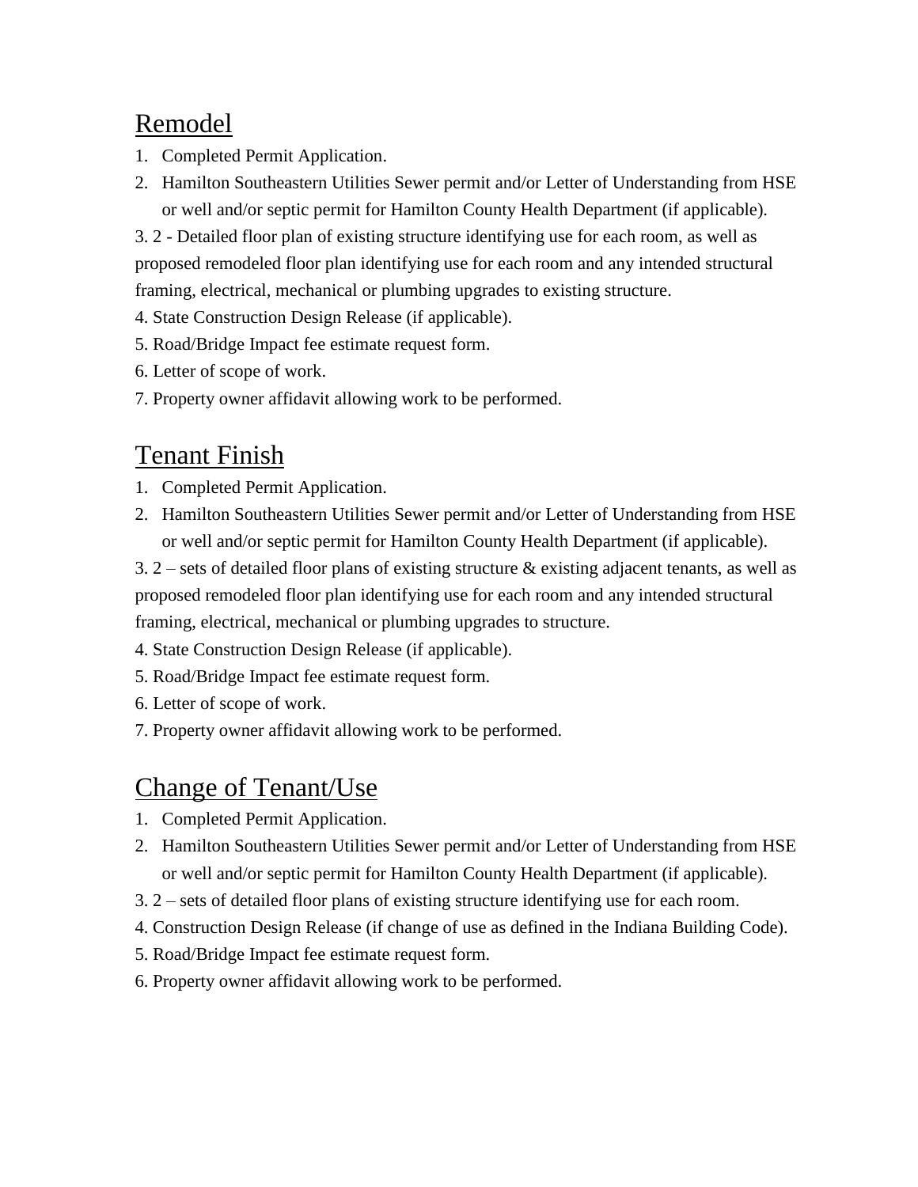## Remodel

1. Completed Permit Application.
2. Hamilton Southeastern Utilities Sewer permit and/or Letter of Understanding from HSE or well and/or septic permit for Hamilton County Health Department (if applicable).

3. 2 - Detailed floor plan of existing structure identifying use for each room, as well as proposed remodeled floor plan identifying use for each room and any intended structural framing, electrical, mechanical or plumbing upgrades to existing structure.

4. State Construction Design Release (if applicable).

5. Road/Bridge Impact fee estimate request form.

6. Letter of scope of work.

7. Property owner affidavit allowing work to be performed.

## Tenant Finish

1. Completed Permit Application.
2. Hamilton Southeastern Utilities Sewer permit and/or Letter of Understanding from HSE or well and/or septic permit for Hamilton County Health Department (if applicable).

3. 2 – sets of detailed floor plans of existing structure & existing adjacent tenants, as well as proposed remodeled floor plan identifying use for each room and any intended structural framing, electrical, mechanical or plumbing upgrades to structure.

4. State Construction Design Release (if applicable).

5. Road/Bridge Impact fee estimate request form.

6. Letter of scope of work.

7. Property owner affidavit allowing work to be performed.

## Change of Tenant/Use

1. Completed Permit Application.
2. Hamilton Southeastern Utilities Sewer permit and/or Letter of Understanding from HSE or well and/or septic permit for Hamilton County Health Department (if applicable).
3. 2 – sets of detailed floor plans of existing structure identifying use for each room.
4. Construction Design Release (if change of use as defined in the Indiana Building Code).
5. Road/Bridge Impact fee estimate request form.
6. Property owner affidavit allowing work to be performed.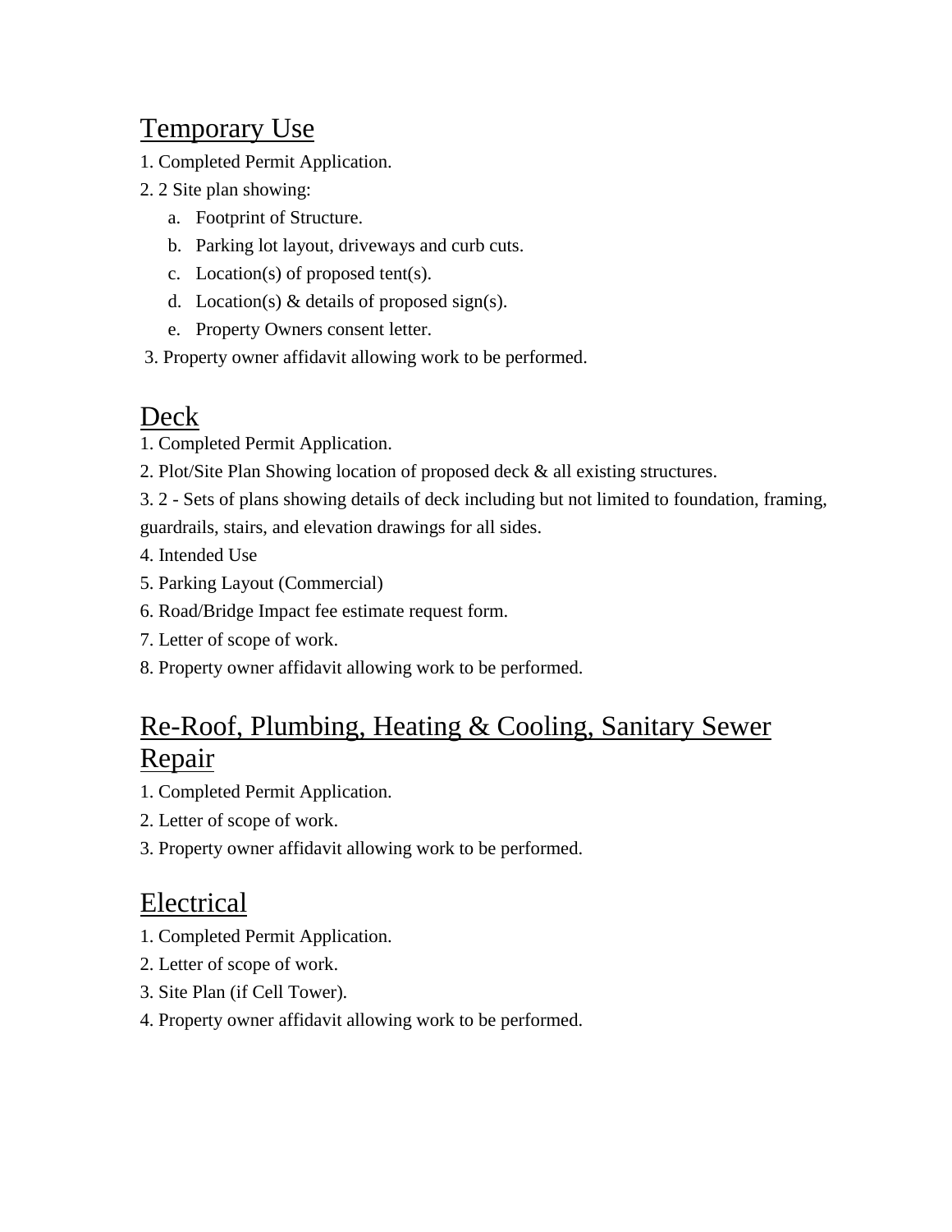## Temporary Use

1. Completed Permit Application.
2. 2 Site plan showing:
    a. Footprint of Structure.
    b. Parking lot layout, driveways and curb cuts.
    c. Location(s) of proposed tent(s).
    d. Location(s) & details of proposed sign(s).
    e. Property Owners consent letter.
3. Property owner affidavit allowing work to be performed.

## Deck

1. Completed Permit Application.
2. Plot/Site Plan Showing location of proposed deck & all existing structures.
3. 2 - Sets of plans showing details of deck including but not limited to foundation, framing, guardrails, stairs, and elevation drawings for all sides.
4. Intended Use
5. Parking Layout (Commercial)
6. Road/Bridge Impact fee estimate request form.
7. Letter of scope of work.
8. Property owner affidavit allowing work to be performed.

## Re-Roof, Plumbing, Heating & Cooling, Sanitary Sewer Repair

1. Completed Permit Application.
2. Letter of scope of work.
3. Property owner affidavit allowing work to be performed.

## Electrical

1. Completed Permit Application.
2. Letter of scope of work.
3. Site Plan (if Cell Tower).
4. Property owner affidavit allowing work to be performed.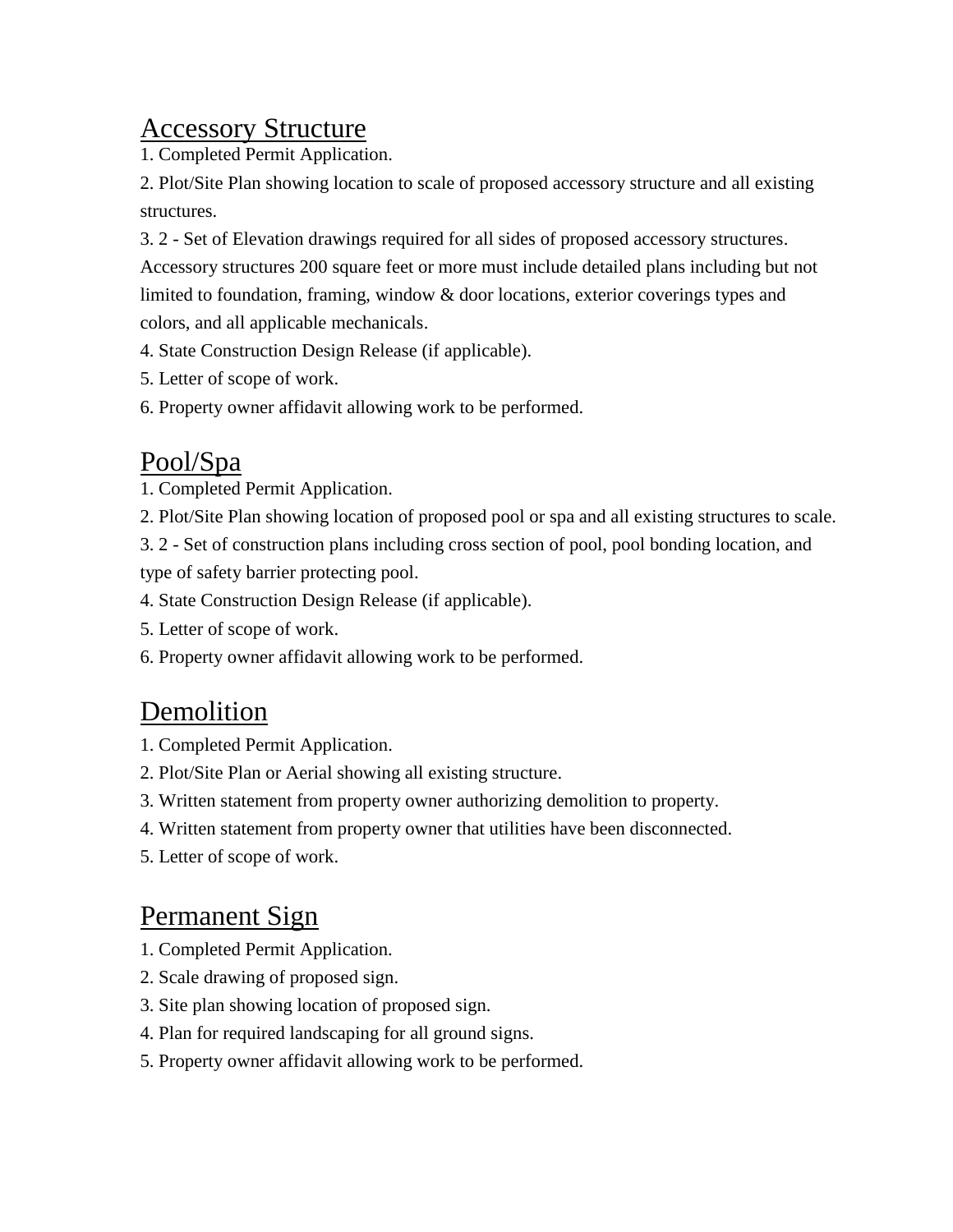## Accessory Structure

1. Completed Permit Application.
2. Plot/Site Plan showing location to scale of proposed accessory structure and all existing structures.
3. 2 - Set of Elevation drawings required for all sides of proposed accessory structures. Accessory structures 200 square feet or more must include detailed plans including but not limited to foundation, framing, window & door locations, exterior coverings types and colors, and all applicable mechanicals.
4. State Construction Design Release (if applicable).
5. Letter of scope of work.
6. Property owner affidavit allowing work to be performed.

## Pool/Spa

1. Completed Permit Application.
2. Plot/Site Plan showing location of proposed pool or spa and all existing structures to scale.
3. 2 - Set of construction plans including cross section of pool, pool bonding location, and type of safety barrier protecting pool.
4. State Construction Design Release (if applicable).
5. Letter of scope of work.
6. Property owner affidavit allowing work to be performed.

## Demolition

1. Completed Permit Application.
2. Plot/Site Plan or Aerial showing all existing structure.
3. Written statement from property owner authorizing demolition to property.
4. Written statement from property owner that utilities have been disconnected.
5. Letter of scope of work.

## Permanent Sign

1. Completed Permit Application.
2. Scale drawing of proposed sign.
3. Site plan showing location of proposed sign.
4. Plan for required landscaping for all ground signs.
5. Property owner affidavit allowing work to be performed.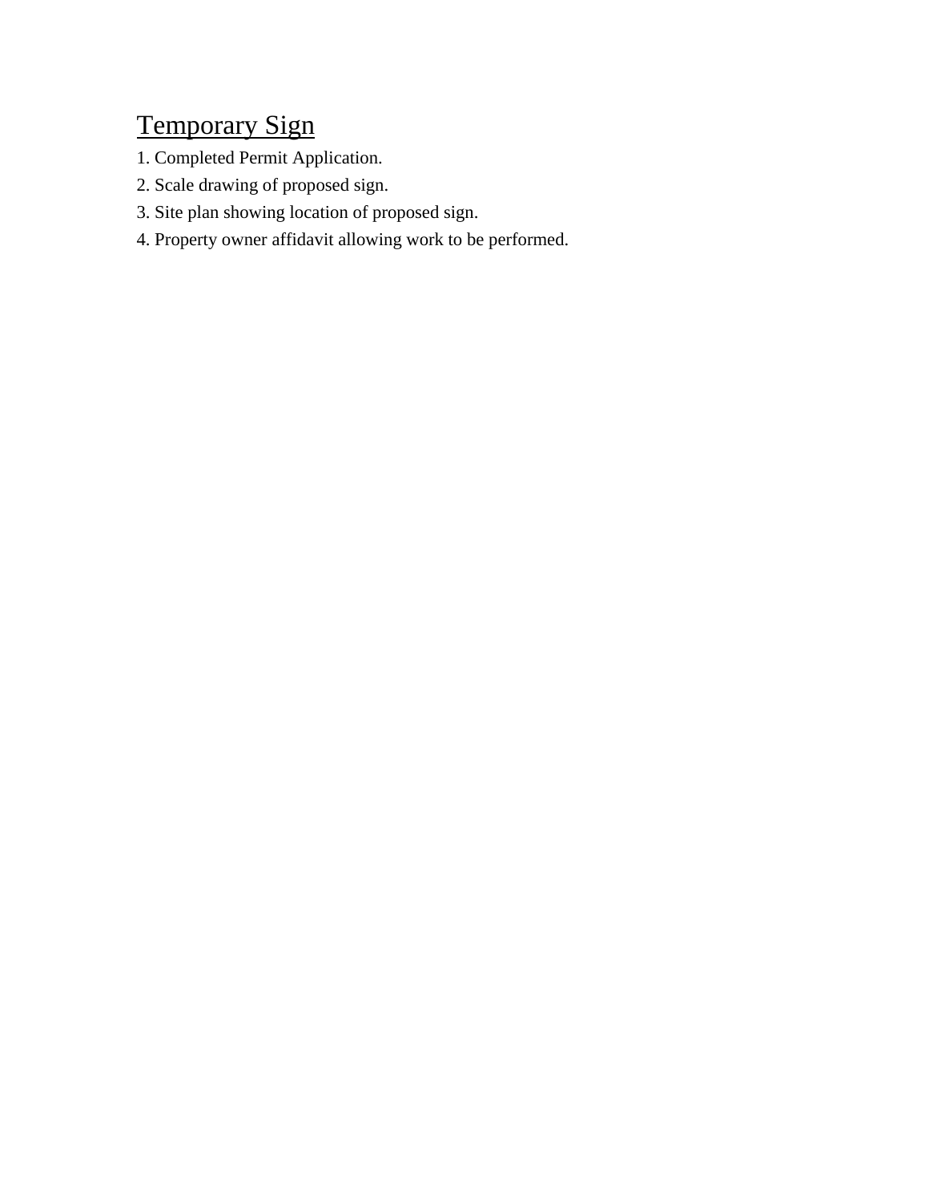## Temporary Sign

1. Completed Permit Application.
2. Scale drawing of proposed sign.
3. Site plan showing location of proposed sign.
4. Property owner affidavit allowing work to be performed.